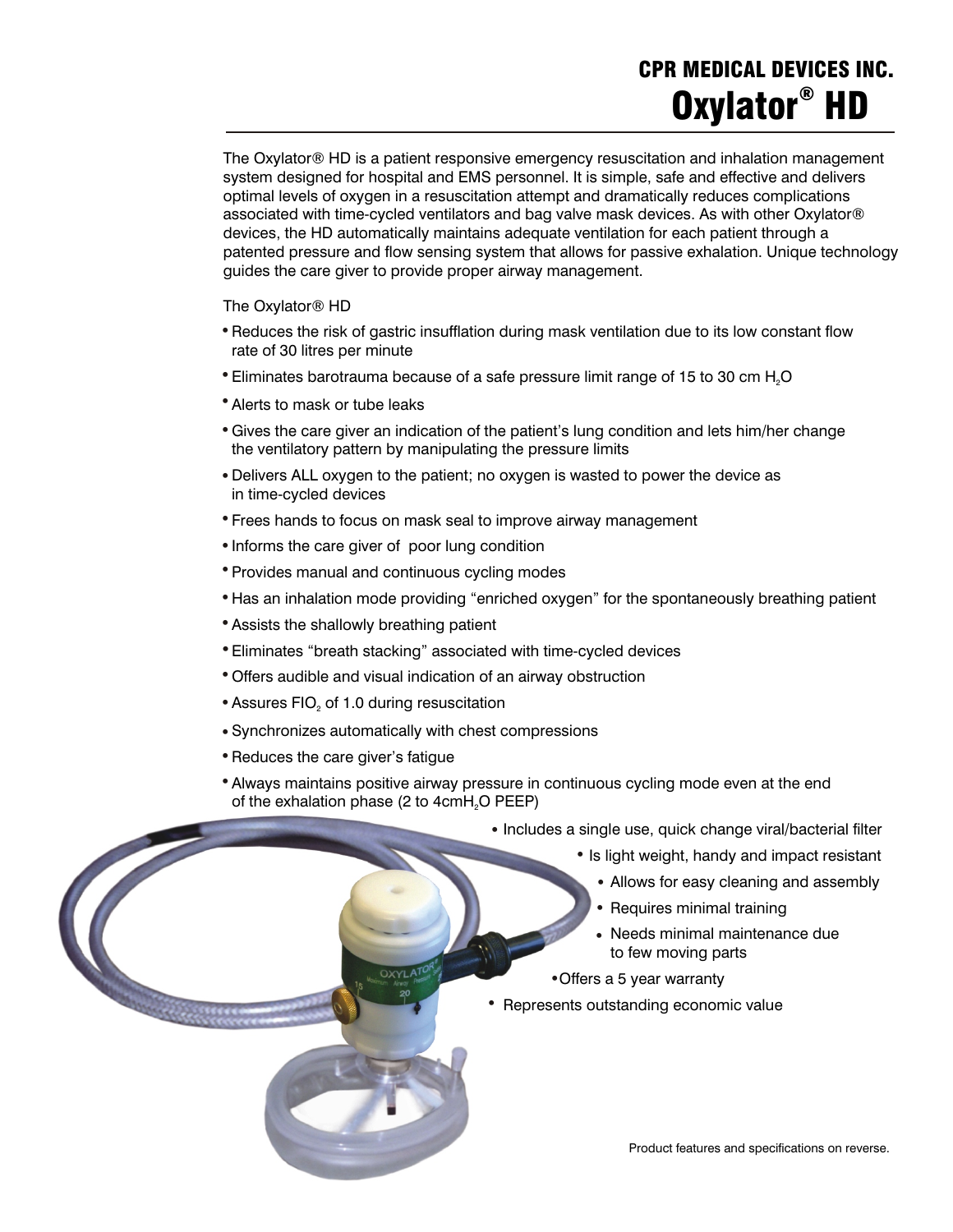# CPR MEDICAL DEVICES INC.

# Oxylator® HD

The Oxylator® HD is a patient responsive emergency resuscitation and inhalation management system designed for hospital and EMS personnel. It is simple, safe and effective and delivers optimal levels of oxygen in a resuscitation attempt and dramatically reduces complications associated with time-cycled ventilators and bag valve mask devices. As with other Oxylator® devices, the HD automatically maintains adequate ventilation for each patient through a patented pressure and flow sensing system that allows for passive exhalation. Unique technology guides the care giver to provide proper airway management.

The Oxylator® HD

- Reduces the risk of gastric insufflation during mask ventilation due to its low constant flow rate of 30 litres per minute
- Eliminates barotrauma because of a safe pressure limit range of 15 to 30 cm $H_2O$
- Alerts to mask or tube leaks
- Gives the care giver an indication of the patient's lung condition and lets him/her change the ventilatory pattern by manipulating the pressure limits
- Delivers ALL oxygen to the patient; no oxygen is wasted to power the device as in time-cycled devices
- Frees hands to focus on mask seal to improve airway management
- Informs the care giver of poor lung condition
- Provides manual and continuous cycling modes
- Has an inhalation mode providing "enriched oxygen" for the spontaneously breathing patient
- Assists the shallowly breathing patient
- Eliminates "breath stacking" associated with time-cycled devices
- Offers audible and visual indication of an airway obstruction
- Assures $FIO_2$ of 1.0 during resuscitation
- Synchronizes automatically with chest compressions
- Reduces the care giver's fatigue
- Always maintains positive airway pressure in continuous cycling mode even at the end of the exhalation phase (2 to 4cm$H_2O$ PEEP)
- Includes a single use, quick change viral/bacterial filter
- Is light weight, handy and impact resistant
- Allows for easy cleaning and assembly
- Requires minimal training
- Needs minimal maintenance due to few moving parts
- Offers a 5 year warranty
- Represents outstanding economic value

Product features and specifications on reverse.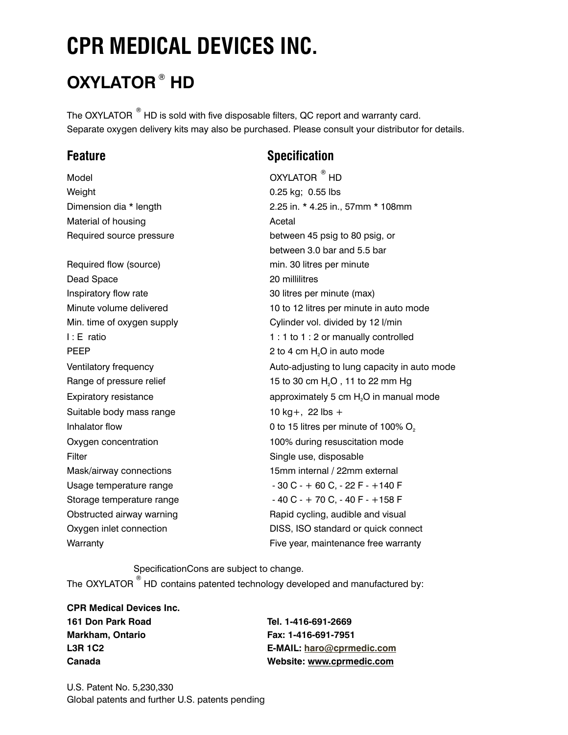# CPR MEDICAL DEVICES INC.

## OXYLATOR ® HD

The OXYLATOR ® HD is sold with five disposable filters, QC report and warranty card.
Separate oxygen delivery kits may also be purchased. Please consult your distributor for details.

| Feature | Specification |
|---|---|
| Model | OXYLATOR ® HD |
| Weight | 0.25 kg; 0.55 lbs |
| Dimension dia * length | 2.25 in. * 4.25 in., 57mm * 108mm |
| Material of housing | Acetal |
| Required source pressure | between 45 psig to 80 psig, or between 3.0 bar and 5.5 bar |
| Required flow (source) | min. 30 litres per minute |
| Dead Space | 20 millilitres |
| Inspiratory flow rate | 30 litres per minute (max) |
| Minute volume delivered | 10 to 12 litres per minute in auto mode |
| Min. time of oxygen supply | Cylinder vol. divided by 12 l/min |
| I : E ratio | 1 : 1 to 1 : 2 or manually controlled |
| PEEP | 2 to 4 cm $H_2O$ in auto mode |
| Ventilatory frequency | Auto-adjusting to lung capacity in auto mode |
| Range of pressure relief | 15 to 30 cm $H_2O$ , 11 to 22 mm Hg |
| Expiratory resistance | approximately 5 cm $H_2O$ in manual mode |
| Suitable body mass range | 10 kg+, 22 lbs + |
| Inhalator flow | 0 to 15 litres per minute of 100% $O_2$ |
| Oxygen concentration | 100% during resuscitation mode |
| Filter | Single use, disposable |
| Mask/airway connections | 15mm internal / 22mm external |
| Usage temperature range | - 30 C - + 60 C, - 22 F - +140 F |
| Storage temperature range | - 40 C - + 70 C, - 40 F - +158 F |
| Obstructed airway warning | Rapid cycling, audible and visual |
| Oxygen inlet connection | DISS, ISO standard or quick connect |
| Warranty | Five year, maintenance free warranty |

SpecificationCons are subject to change.

The OXYLATOR ® HD contains patented technology developed and manufactured by:

**CPR Medical Devices Inc.**
**161 Don Park Road**
**Markham, Ontario**
**L3R 1C2**
**Canada**

**Tel. 1-416-691-2669**
**Fax: 1-416-691-7951**
**E-MAIL: haro@cprmedic.com**
**Website: www.cprmedic.com**

U.S. Patent No. 5,230,330
Global patents and further U.S. patents pending